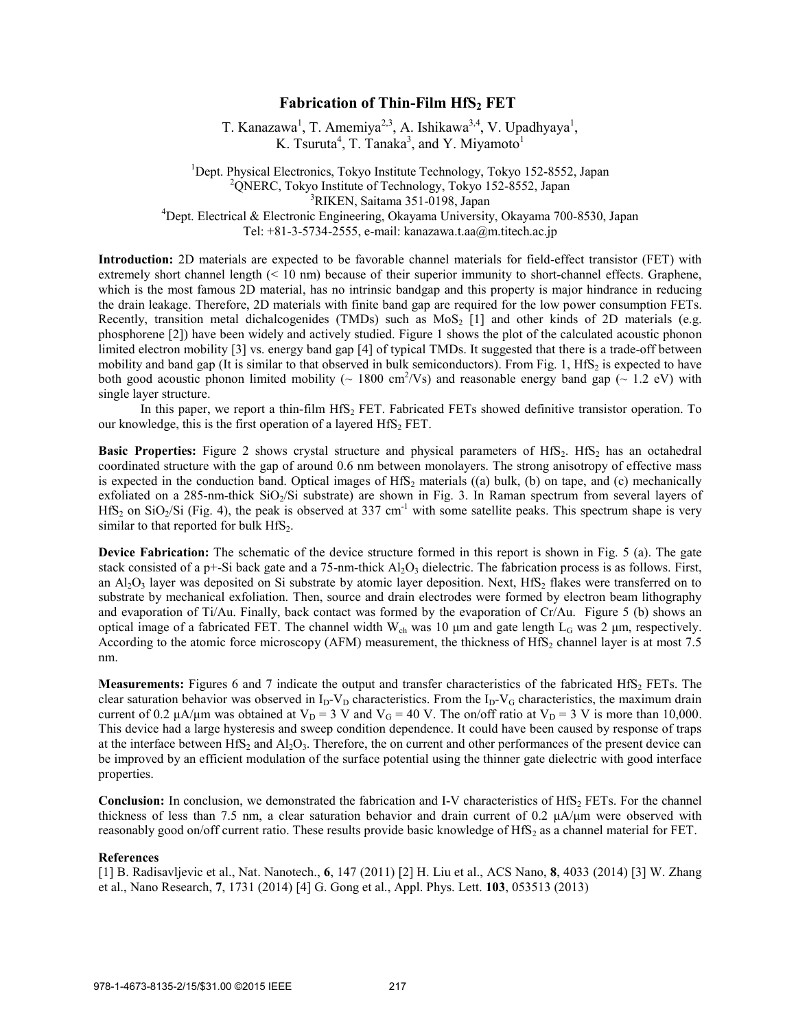# Fabrication of Thin-Film $HfS_2$ FET

T. Kanazawa[1], T. Amemiya[2,3], A. Ishikawa[3,4], V. Upadhyaya[1], K. Tsuruta[4], T. Tanaka[3], and Y. Miyamoto[1]

[1]Dept. Physical Electronics, Tokyo Institute Technology, Tokyo 152-8552, Japan
[2]QNERC, Tokyo Institute of Technology, Tokyo 152-8552, Japan
[3]RIKEN, Saitama 351-0198, Japan
[4]Dept. Electrical & Electronic Engineering, Okayama University, Okayama 700-8530, Japan
Tel: +81-3-5734-2555, e-mail: kanazawa.t.aa@m.titech.ac.jp

**Introduction:** 2D materials are expected to be favorable channel materials for field-effect transistor (FET) with extremely short channel length (< 10 nm) because of their superior immunity to short-channel effects. Graphene, which is the most famous 2D material, has no intrinsic bandgap and this property is major hindrance in reducing the drain leakage. Therefore, 2D materials with finite band gap are required for the low power consumption FETs. Recently, transition metal dichalcogenides (TMDs) such as $MoS_2$ [1] and other kinds of 2D materials (e.g. phosphorene [2]) have been widely and actively studied. Figure 1 shows the plot of the calculated acoustic phonon limited electron mobility [3] vs. energy band gap [4] of typical TMDs. It suggested that there is a trade-off between mobility and band gap (It is similar to that observed in bulk semiconductors). From Fig. 1, $HfS_2$ is expected to have both good acoustic phonon limited mobility (~ 1800 $cm^2$/Vs) and reasonable energy band gap (~ 1.2 eV) with single layer structure.

In this paper, we report a thin-film $HfS_2$ FET. Fabricated FETs showed definitive transistor operation. To our knowledge, this is the first operation of a layered $HfS_2$ FET.

**Basic Properties:** Figure 2 shows crystal structure and physical parameters of $HfS_2$. $HfS_2$ has an octahedral coordinated structure with the gap of around 0.6 nm between monolayers. The strong anisotropy of effective mass is expected in the conduction band. Optical images of $HfS_2$ materials ((a) bulk, (b) on tape, and (c) mechanically exfoliated on a 285-nm-thick $SiO_2$/Si substrate) are shown in Fig. 3. In Raman spectrum from several layers of $HfS_2$ on $SiO_2$/Si (Fig. 4), the peak is observed at 337 $cm^{-1}$ with some satellite peaks. This spectrum shape is very similar to that reported for bulk $HfS_2$.

**Device Fabrication:** The schematic of the device structure formed in this report is shown in Fig. 5 (a). The gate stack consisted of a p+-Si back gate and a 75-nm-thick $Al_2O_3$ dielectric. The fabrication process is as follows. First, an $Al_2O_3$ layer was deposited on Si substrate by atomic layer deposition. Next, $HfS_2$ flakes were transferred on to substrate by mechanical exfoliation. Then, source and drain electrodes were formed by electron beam lithography and evaporation of Ti/Au. Finally, back contact was formed by the evaporation of Cr/Au. Figure 5 (b) shows an optical image of a fabricated FET. The channel width $W_{ch}$ was 10 μm and gate length $L_G$ was 2 μm, respectively. According to the atomic force microscopy (AFM) measurement, the thickness of $HfS_2$ channel layer is at most 7.5 nm.

**Measurements:** Figures 6 and 7 indicate the output and transfer characteristics of the fabricated $HfS_2$ FETs. The clear saturation behavior was observed in $I_D$-$V_D$ characteristics. From the $I_D$-$V_G$ characteristics, the maximum drain current of 0.2 μA/μm was obtained at $V_D$ = 3 V and $V_G$ = 40 V. The on/off ratio at $V_D$ = 3 V is more than 10,000. This device had a large hysteresis and sweep condition dependence. It could have been caused by response of traps at the interface between $HfS_2$ and $Al_2O_3$. Therefore, the on current and other performances of the present device can be improved by an efficient modulation of the surface potential using the thinner gate dielectric with good interface properties.

**Conclusion:** In conclusion, we demonstrated the fabrication and I-V characteristics of $HfS_2$ FETs. For the channel thickness of less than 7.5 nm, a clear saturation behavior and drain current of 0.2 μA/μm were observed with reasonably good on/off current ratio. These results provide basic knowledge of $HfS_2$ as a channel material for FET.

## References

[1] B. Radisavljevic et al., Nat. Nanotech., **6**, 147 (2011) [2] H. Liu et al., ACS Nano, **8**, 4033 (2014) [3] W. Zhang et al., Nano Research, **7**, 1731 (2014) [4] G. Gong et al., Appl. Phys. Lett. **103**, 053513 (2013)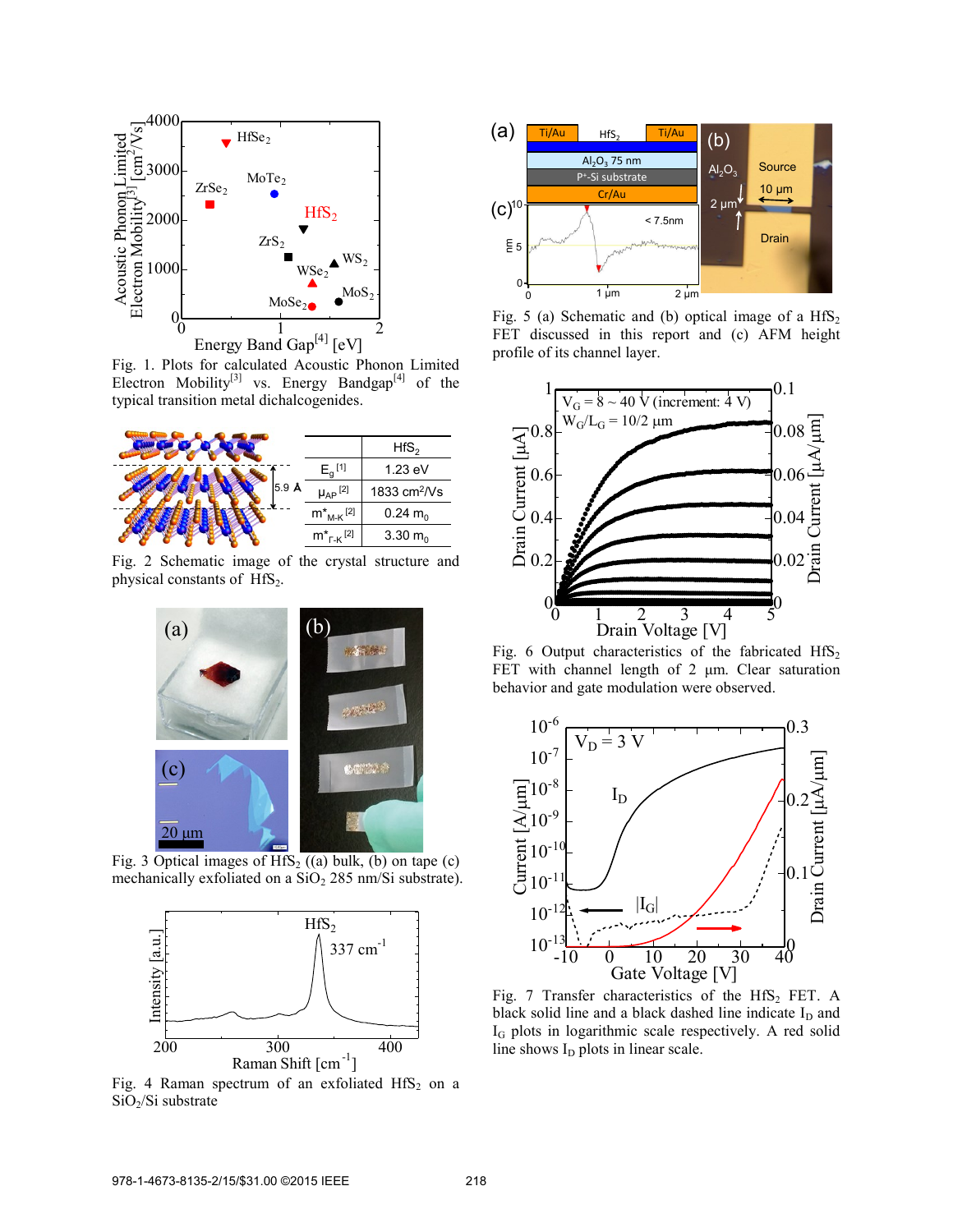4000
3000
2000
1000
0
0
1
2
Acoustic Phonon Limited Electron Mobility[3] [cm²/Vs]
Energy Band Gap[4] [eV]
HfSe$_2$
MoTe$_2$
ZrSe$_2$
HfS$_2$
ZrS$_2$
WS$_2$
WSe$_2$
MoS$_2$
MoSe$_2$

Fig. 1. Plots for calculated Acoustic Phonon Limited Electron Mobility[3] vs. Energy Bandgap[4] of the typical transition metal dichalcogenides.

5.9 Å

| | HfS$_2$ |
|---|---|
| $E_g$ [1] | 1.23 eV |
| $\mu_{AP}$ [2] | 1833 cm²/Vs |
| $m^*_{M\text{-}K}$ [2] | 0.24 $m_0$ |
| $m^*_{\Gamma\text{-}K}$ [2] | 3.30 $m_0$ |

Fig. 2 Schematic image of the crystal structure and physical constants of HfS$_2$.

(a)
(b)
(c)
20 μm

Fig. 3 Optical images of HfS$_2$ ((a) bulk, (b) on tape (c) mechanically exfoliated on a SiO$_2$ 285 nm/Si substrate).

HfS$_2$
337 cm$^{-1}$
Intensity [a.u.]
200
300
400
Raman Shift [cm$^{-1}$]

Fig. 4 Raman spectrum of an exfoliated HfS$_2$ on a SiO$_2$/Si substrate

(a)
Ti/Au
HfS$_2$
Ti/Au
Al$_2$O$_3$ 75 nm
P⁺-Si substrate
Cr/Au
(b)
Al$_2$O$_3$
Source
10 μm
2 μm
Drain
(c)
10
5
0
nm
< 7.5nm
0
1 μm
2 μm

Fig. 5 (a) Schematic and (b) optical image of a HfS$_2$ FET discussed in this report and (c) AFM height profile of its channel layer.

$V_G$ = 8 ~ 40 V (increment: 4 V)
$W_G/L_G$ = 10/2 μm
Drain Current [μA]
Drain Current [μA/μm]
Drain Voltage [V]
0
1
2
3
4
5
0
0.2
0.4
0.6
0.8
1
0
0.02
0.04
0.06
0.08
0.1

Fig. 6 Output characteristics of the fabricated HfS$_2$ FET with channel length of 2 μm. Clear saturation behavior and gate modulation were observed.

$V_D$ = 3 V
$I_D$
$|I_G|$
Current [A/μm]
Drain Current [μA/μm]
Gate Voltage [V]
$10^{-6}$
$10^{-7}$
$10^{-8}$
$10^{-9}$
$10^{-10}$
$10^{-11}$
$10^{-12}$
$10^{-13}$
-10
0
10
20
30
40
0
0.1
0.2
0.3

Fig. 7 Transfer characteristics of the HfS$_2$ FET. A black solid line and a black dashed line indicate $I_D$ and $I_G$ plots in logarithmic scale respectively. A red solid line shows $I_D$ plots in linear scale.